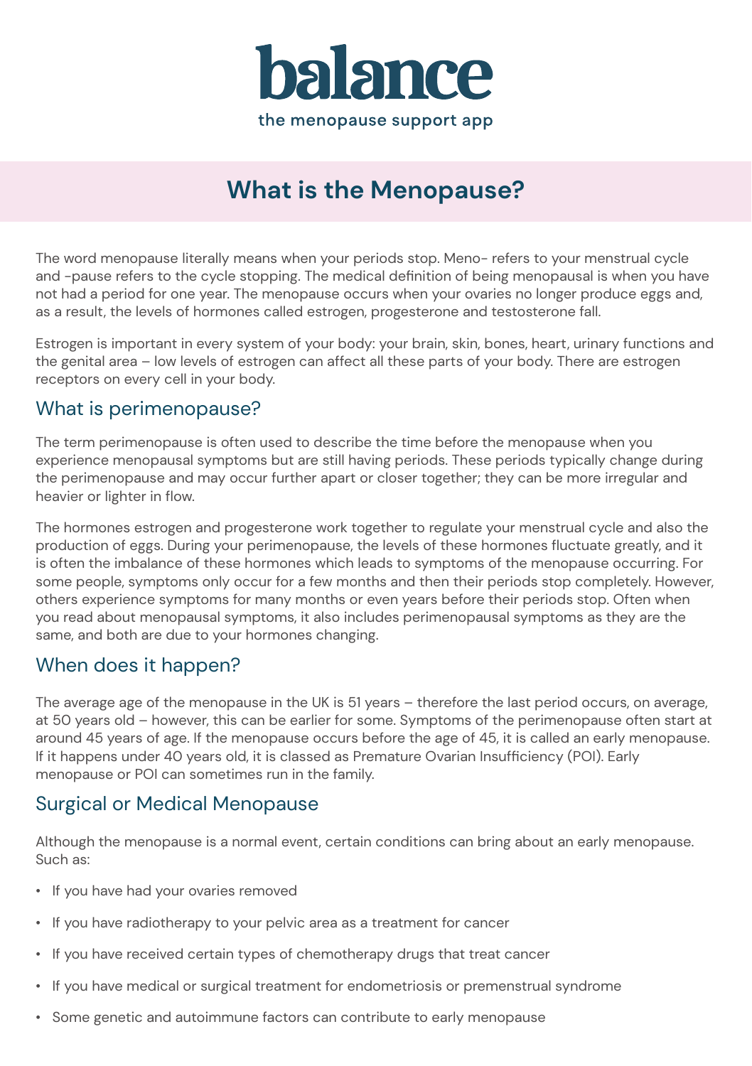# balance

the menopause support app

## What is the Menopause?

The word menopause literally means when your periods stop. Meno- refers to your menstrual cycle and -pause refers to the cycle stopping. The medical definition of being menopausal is when you have not had a period for one year. The menopause occurs when your ovaries no longer produce eggs and, as a result, the levels of hormones called estrogen, progesterone and testosterone fall.

Estrogen is important in every system of your body: your brain, skin, bones, heart, urinary functions and the genital area – low levels of estrogen can affect all these parts of your body. There are estrogen receptors on every cell in your body.

### What is perimenopause?

The term perimenopause is often used to describe the time before the menopause when you experience menopausal symptoms but are still having periods. These periods typically change during the perimenopause and may occur further apart or closer together; they can be more irregular and heavier or lighter in flow.

The hormones estrogen and progesterone work together to regulate your menstrual cycle and also the production of eggs. During your perimenopause, the levels of these hormones fluctuate greatly, and it is often the imbalance of these hormones which leads to symptoms of the menopause occurring. For some people, symptoms only occur for a few months and then their periods stop completely. However, others experience symptoms for many months or even years before their periods stop. Often when you read about menopausal symptoms, it also includes perimenopausal symptoms as they are the same, and both are due to your hormones changing.

### When does it happen?

The average age of the menopause in the UK is 51 years – therefore the last period occurs, on average, at 50 years old – however, this can be earlier for some. Symptoms of the perimenopause often start at around 45 years of age. If the menopause occurs before the age of 45, it is called an early menopause. If it happens under 40 years old, it is classed as Premature Ovarian Insufficiency (POI). Early menopause or POI can sometimes run in the family.

### Surgical or Medical Menopause

Although the menopause is a normal event, certain conditions can bring about an early menopause. Such as:

- If you have had your ovaries removed
- If you have radiotherapy to your pelvic area as a treatment for cancer
- If you have received certain types of chemotherapy drugs that treat cancer
- If you have medical or surgical treatment for endometriosis or premenstrual syndrome
- Some genetic and autoimmune factors can contribute to early menopause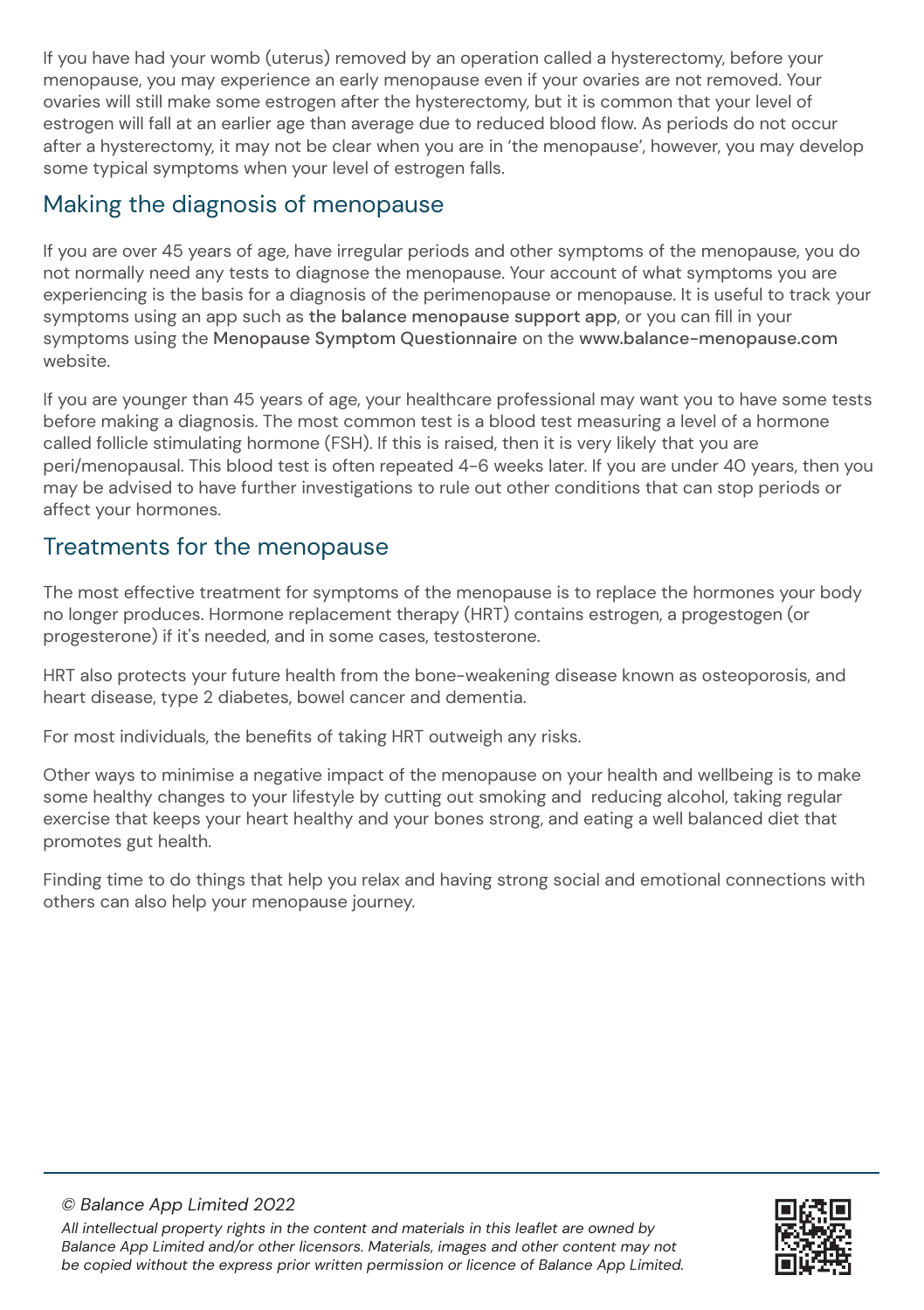If you have had your womb (uterus) removed by an operation called a hysterectomy, before your menopause, you may experience an early menopause even if your ovaries are not removed. Your ovaries will still make some estrogen after the hysterectomy, but it is common that your level of estrogen will fall at an earlier age than average due to reduced blood flow. As periods do not occur after a hysterectomy, it may not be clear when you are in 'the menopause', however, you may develop some typical symptoms when your level of estrogen falls.

## Making the diagnosis of menopause

If you are over 45 years of age, have irregular periods and other symptoms of the menopause, you do not normally need any tests to diagnose the menopause. Your account of what symptoms you are experiencing is the basis for a diagnosis of the perimenopause or menopause. It is useful to track your symptoms using an app such as **the balance menopause support app**, or you can fill in your symptoms using the **Menopause Symptom Questionnaire** on the **www.balance-menopause.com** website.

If you are younger than 45 years of age, your healthcare professional may want you to have some tests before making a diagnosis. The most common test is a blood test measuring a level of a hormone called follicle stimulating hormone (FSH). If this is raised, then it is very likely that you are peri/menopausal. This blood test is often repeated 4-6 weeks later. If you are under 40 years, then you may be advised to have further investigations to rule out other conditions that can stop periods or affect your hormones.

## Treatments for the menopause

The most effective treatment for symptoms of the menopause is to replace the hormones your body no longer produces. Hormone replacement therapy (HRT) contains estrogen, a progestogen (or progesterone) if it's needed, and in some cases, testosterone.

HRT also protects your future health from the bone-weakening disease known as osteoporosis, and heart disease, type 2 diabetes, bowel cancer and dementia.

For most individuals, the benefits of taking HRT outweigh any risks.

Other ways to minimise a negative impact of the menopause on your health and wellbeing is to make some healthy changes to your lifestyle by cutting out smoking and reducing alcohol, taking regular exercise that keeps your heart healthy and your bones strong, and eating a well balanced diet that promotes gut health.

Finding time to do things that help you relax and having strong social and emotional connections with others can also help your menopause journey.

*© Balance App Limited 2022*

*All intellectual property rights in the content and materials in this leaflet are owned by Balance App Limited and/or other licensors. Materials, images and other content may not be copied without the express prior written permission or licence of Balance App Limited.*